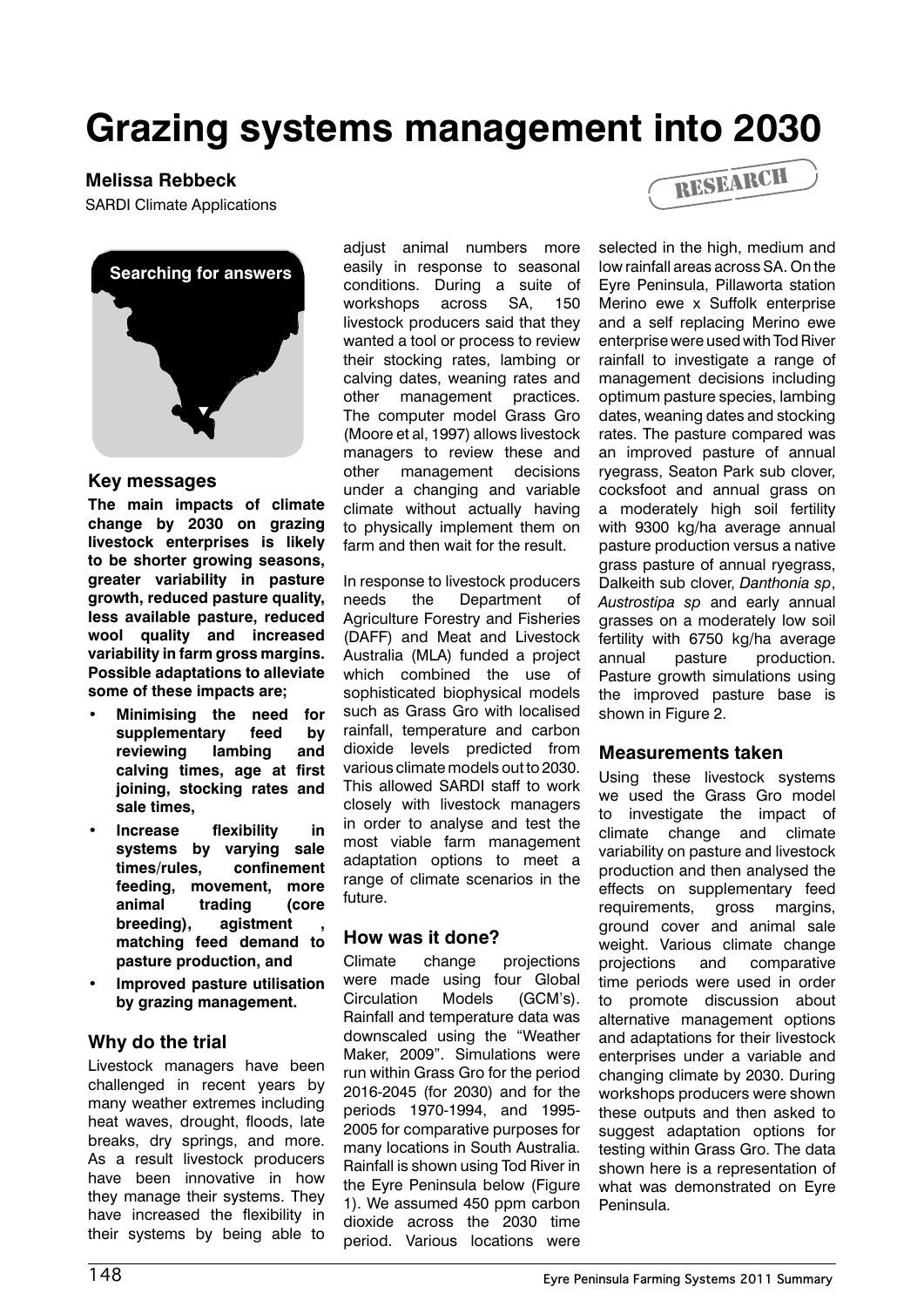# Grazing systems management into 2030

**Melissa Rebbeck**

SARDI Climate Applications

RESEARCH

Searching for answers

## Key messages

**The main impacts of climate change by 2030 on grazing livestock enterprises is likely to be shorter growing seasons, greater variability in pasture growth, reduced pasture quality, less available pasture, reduced wool quality and increased variability in farm gross margins. Possible adaptations to alleviate some of these impacts are;**

- **Minimising the need for supplementary feed by reviewing lambing and calving times, age at first joining, stocking rates and sale times,**
- **Increase flexibility in systems by varying sale times/rules, confinement feeding, movement, more animal trading (core breeding), agistment , matching feed demand to pasture production, and**
- **Improved pasture utilisation by grazing management.**

## Why do the trial

Livestock managers have been challenged in recent years by many weather extremes including heat waves, drought, floods, late breaks, dry springs, and more. As a result livestock producers have been innovative in how they manage their systems. They have increased the flexibility in their systems by being able to adjust animal numbers more easily in response to seasonal conditions. During a suite of workshops across SA, 150 livestock producers said that they wanted a tool or process to review their stocking rates, lambing or calving dates, weaning rates and other management practices. The computer model Grass Gro (Moore et al, 1997) allows livestock managers to review these and other management decisions under a changing and variable climate without actually having to physically implement them on farm and then wait for the result.

In response to livestock producers needs the Department of Agriculture Forestry and Fisheries (DAFF) and Meat and Livestock Australia (MLA) funded a project which combined the use of sophisticated biophysical models such as Grass Gro with localised rainfall, temperature and carbon dioxide levels predicted from various climate models out to 2030. This allowed SARDI staff to work closely with livestock managers in order to analyse and test the most viable farm management adaptation options to meet a range of climate scenarios in the future.

## How was it done?

Climate change projections were made using four Global Circulation Models (GCM's). Rainfall and temperature data was downscaled using the "Weather Maker, 2009". Simulations were run within Grass Gro for the period 2016-2045 (for 2030) and for the periods 1970-1994, and 1995-2005 for comparative purposes for many locations in South Australia. Rainfall is shown using Tod River in the Eyre Peninsula below (Figure 1). We assumed 450 ppm carbon dioxide across the 2030 time period. Various locations were selected in the high, medium and low rainfall areas across SA. On the Eyre Peninsula, Pillaworta station Merino ewe x Suffolk enterprise and a self replacing Merino ewe enterprise were used with Tod River rainfall to investigate a range of management decisions including optimum pasture species, lambing dates, weaning dates and stocking rates. The pasture compared was an improved pasture of annual ryegrass, Seaton Park sub clover, cocksfoot and annual grass on a moderately high soil fertility with 9300 kg/ha average annual pasture production versus a native grass pasture of annual ryegrass, Dalkeith sub clover, *Danthonia sp*, *Austrostipa sp* and early annual grasses on a moderately low soil fertility with 6750 kg/ha average annual pasture production. Pasture growth simulations using the improved pasture base is shown in Figure 2.

## Measurements taken

Using these livestock systems we used the Grass Gro model to investigate the impact of climate change and climate variability on pasture and livestock production and then analysed the effects on supplementary feed requirements, gross margins, ground cover and animal sale weight. Various climate change projections and comparative time periods were used in order to promote discussion about alternative management options and adaptations for their livestock enterprises under a variable and changing climate by 2030. During workshops producers were shown these outputs and then asked to suggest adaptation options for testing within Grass Gro. The data shown here is a representation of what was demonstrated on Eyre Peninsula.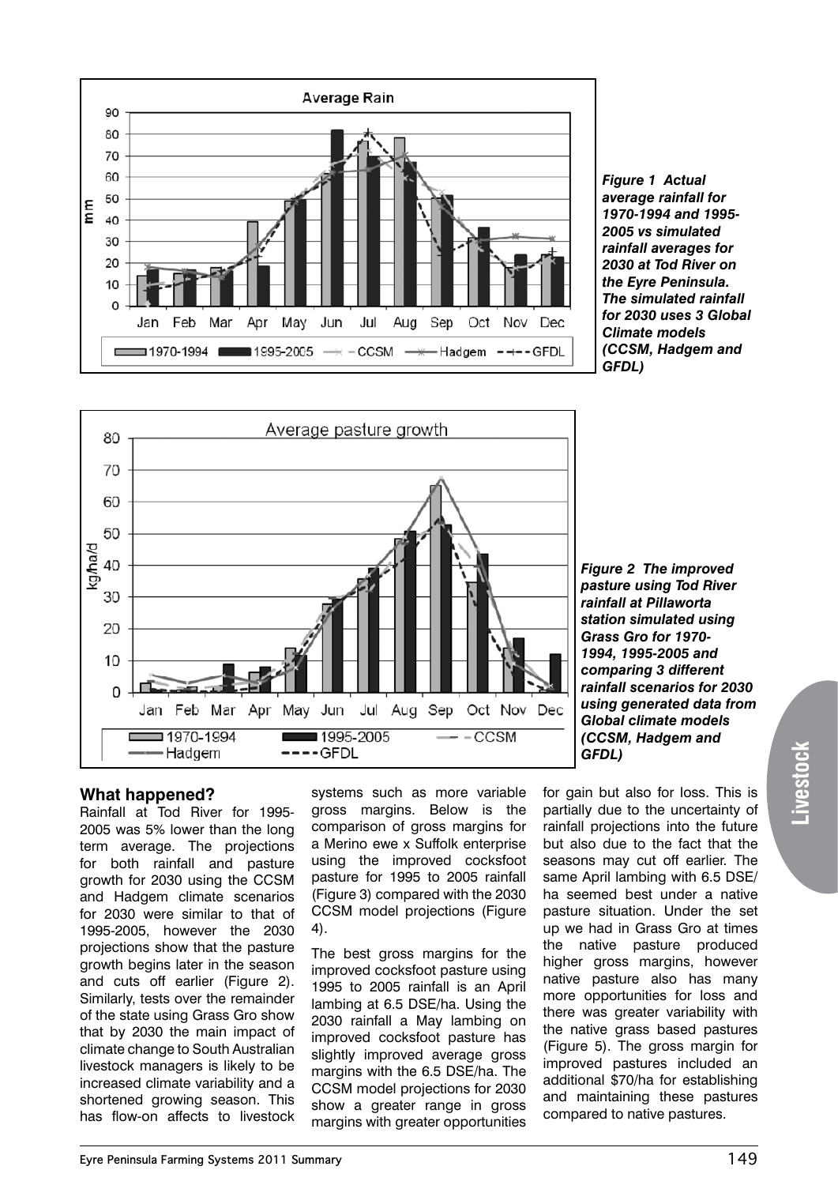*Figure 1 Actual average rainfall for 1970-1994 and 1995-2005 vs simulated rainfall averages for 2030 at Tod River on the Eyre Peninsula. The simulated rainfall for 2030 uses 3 Global Climate models (CCSM, Hadgem and GFDL)*

*Figure 2 The improved pasture using Tod River rainfall at Pillaworta station simulated using Grass Gro for 1970-1994, 1995-2005 and comparing 3 different rainfall scenarios for 2030 using generated data from Global climate models (CCSM, Hadgem and GFDL)*

## What happened?

Rainfall at Tod River for 1995-2005 was 5% lower than the long term average. The projections for both rainfall and pasture growth for 2030 using the CCSM and Hadgem climate scenarios for 2030 were similar to that of 1995-2005, however the 2030 projections show that the pasture growth begins later in the season and cuts off earlier (Figure 2). Similarly, tests over the remainder of the state using Grass Gro show that by 2030 the main impact of climate change to South Australian livestock managers is likely to be increased climate variability and a shortened growing season. This has flow-on affects to livestock systems such as more variable gross margins. Below is the comparison of gross margins for a Merino ewe x Suffolk enterprise using the improved cocksfoot pasture for 1995 to 2005 rainfall (Figure 3) compared with the 2030 CCSM model projections (Figure 4).

The best gross margins for the improved cocksfoot pasture using 1995 to 2005 rainfall is an April lambing at 6.5 DSE/ha. Using the 2030 rainfall a May lambing on improved cocksfoot pasture has slightly improved average gross margins with the 6.5 DSE/ha. The CCSM model projections for 2030 show a greater range in gross margins with greater opportunities for gain but also for loss. This is partially due to the uncertainty of rainfall projections into the future but also due to the fact that the seasons may cut off earlier. The same April lambing with 6.5 DSE/ha seemed best under a native pasture situation. Under the set up we had in Grass Gro at times the native pasture produced higher gross margins, however native pasture also has many more opportunities for loss and there was greater variability with the native grass based pastures (Figure 5). The gross margin for improved pastures included an additional $70/ha for establishing and maintaining these pastures compared to native pastures.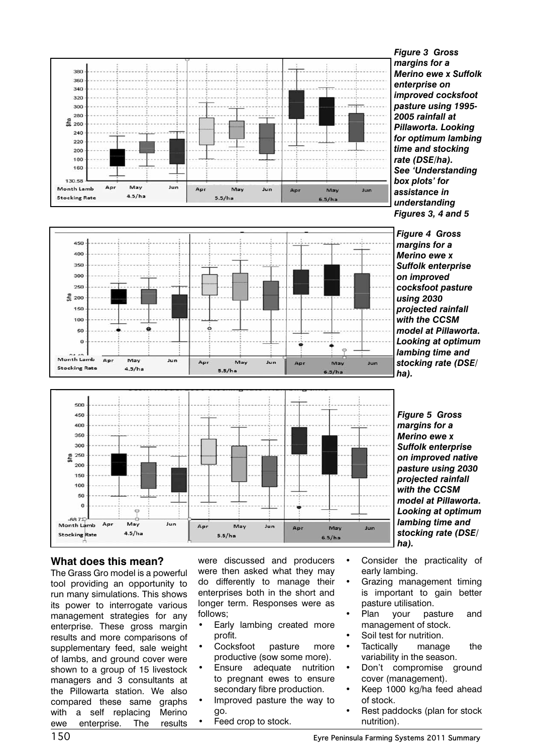***Figure 3 Gross margins for a Merino ewe x Suffolk enterprise on improved cocksfoot pasture using 1995-2005 rainfall at Pillaworta. Looking for optimum lambing time and stocking rate (DSE/ha). See 'Understanding box plots' for assistance in understanding Figures 3, 4 and 5***

***Figure 4 Gross margins for a Merino ewe x Suffolk enterprise on improved cocksfoot pasture using 2030 projected rainfall with the CCSM model at Pillaworta. Looking at optimum lambing time and stocking rate (DSE/ha).***

***Figure 5 Gross margins for a Merino ewe x Suffolk enterprise on improved native pasture using 2030 projected rainfall with the CCSM model at Pillaworta. Looking at optimum lambing time and stocking rate (DSE/ha).***

## What does this mean?

The Grass Gro model is a powerful tool providing an opportunity to run many simulations. This shows its power to interrogate various management strategies for any enterprise. These gross margin results and more comparisons of supplementary feed, sale weight of lambs, and ground cover were shown to a group of 15 livestock managers and 3 consultants at the Pillowarta station. We also compared these same graphs with a self replacing Merino ewe enterprise. The results were discussed and producers were then asked what they may do differently to manage their enterprises both in the short and longer term. Responses were as follows;

- Early lambing created more profit.
- Cocksfoot pasture more productive (sow some more).
- Ensure adequate nutrition to pregnant ewes to ensure secondary fibre production.
- Improved pasture the way to go.
- Feed crop to stock.
- Consider the practicality of early lambing.
- Grazing management timing is important to gain better pasture utilisation.
- Plan your pasture and management of stock.
- Soil test for nutrition.
- Tactically manage the variability in the season.
- Don't compromise ground cover (management).
- Keep 1000 kg/ha feed ahead of stock.
- Rest paddocks (plan for stock nutrition).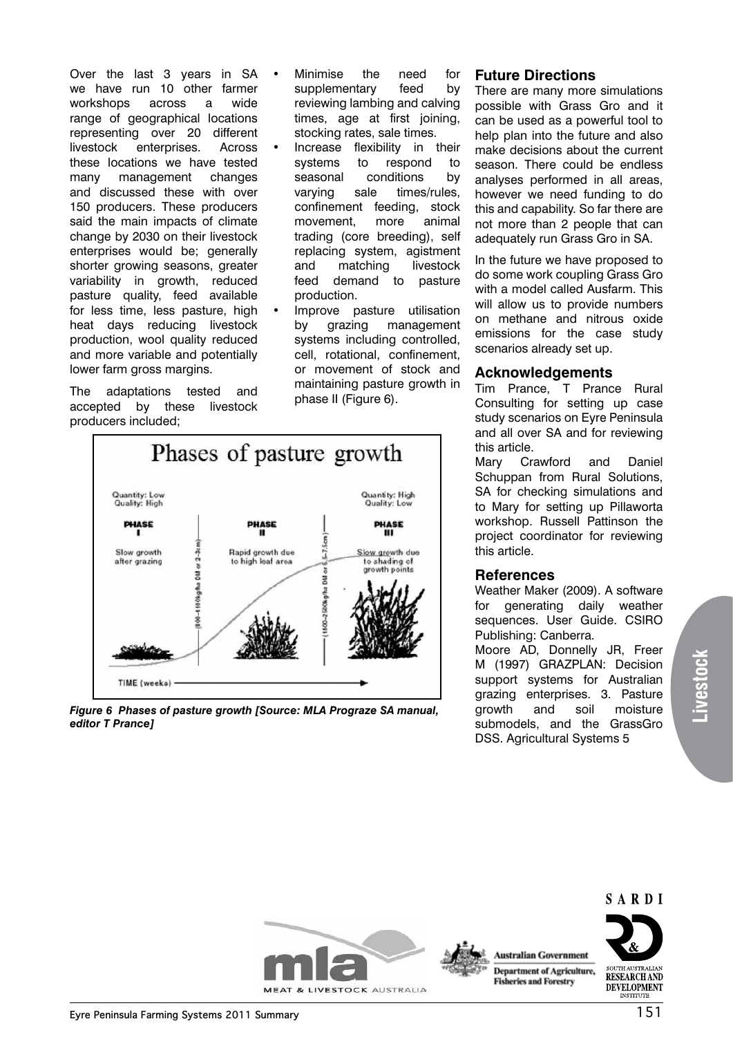Over the last 3 years in SA we have run 10 other farmer workshops across a wide range of geographical locations representing over 20 different livestock enterprises. Across these locations we have tested many management changes and discussed these with over 150 producers. These producers said the main impacts of climate change by 2030 on their livestock enterprises would be; generally shorter growing seasons, greater variability in growth, reduced pasture quality, feed available for less time, less pasture, high heat days reducing livestock production, wool quality reduced and more variable and potentially lower farm gross margins.

The adaptations tested and accepted by these livestock producers included;

- Minimise the need for supplementary feed by reviewing lambing and calving times, age at first joining, stocking rates, sale times.
- Increase flexibility in their systems to respond to seasonal conditions by varying sale times/rules, confinement feeding, stock movement, more animal trading (core breeding), self replacing system, agistment and matching livestock feed demand to pasture production.
- Improve pasture utilisation by grazing management systems including controlled, cell, rotational, confinement, or movement of stock and maintaining pasture growth in phase II (Figure 6).

Phases of pasture growth

Quantity: Low
Quality: High

PHASE I

Slow growth after grazing

(800–1100kg/ha DM or 2–3cm)

PHASE II

Rapid growth due to high leaf area

(1800–2500kg/ha DM or 5.5–7.5cm)

Quantity: High
Quality: Low

PHASE III

Slow growth due to shading of growth points

TIME (weeks)

***Figure 6 Phases of pasture growth [Source: MLA Prograze SA manual, editor T Prance]***

## Future Directions

There are many more simulations possible with Grass Gro and it can be used as a powerful tool to help plan into the future and also make decisions about the current season. There could be endless analyses performed in all areas, however we need funding to do this and capability. So far there are not more than 2 people that can adequately run Grass Gro in SA.

In the future we have proposed to do some work coupling Grass Gro with a model called Ausfarm. This will allow us to provide numbers on methane and nitrous oxide emissions for the case study scenarios already set up.

## Acknowledgements

Tim Prance, T Prance Rural Consulting for setting up case study scenarios on Eyre Peninsula and all over SA and for reviewing this article.

Mary Crawford and Daniel Schuppan from Rural Solutions, SA for checking simulations and to Mary for setting up Pillaworta workshop. Russell Pattinson the project coordinator for reviewing this article.

## References

Weather Maker (2009). A software for generating daily weather sequences. User Guide. CSIRO Publishing: Canberra.

Moore AD, Donnelly JR, Freer M (1997) GRAZPLAN: Decision support systems for Australian grazing enterprises. 3. Pasture growth and soil moisture submodels, and the GrassGro DSS. Agricultural Systems 5